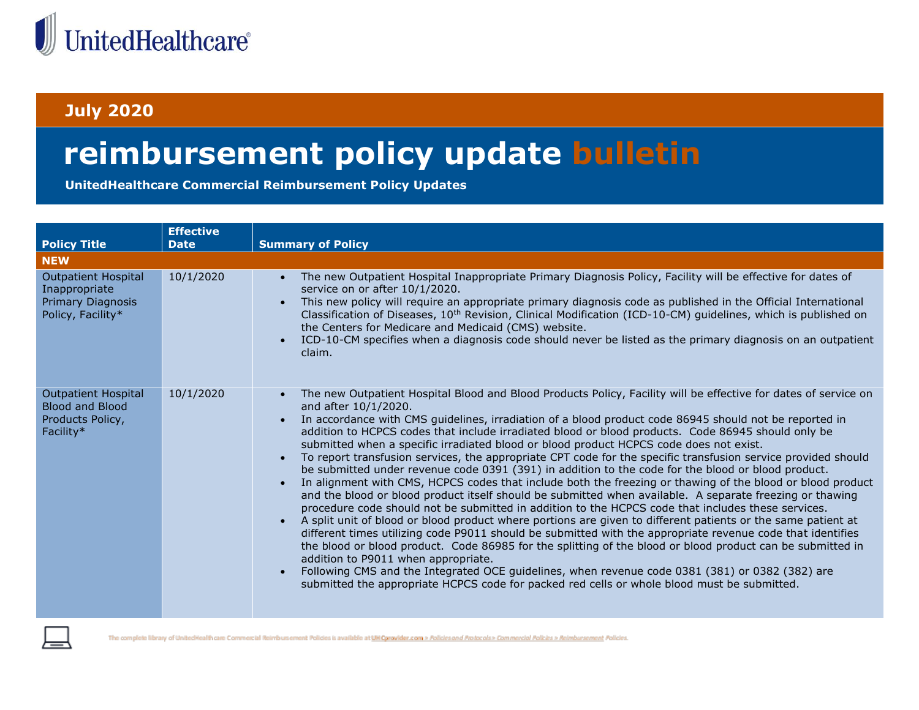UnitedHealthcare

## July 2020

# reimbursement policy update bulletin

**UnitedHealthcare Commercial Reimbursement Policy Updates**

| Policy Title | Effective Date | Summary of Policy |
|---|---|---|
| **NEW** | | |
| Outpatient Hospital Inappropriate Primary Diagnosis Policy, Facility* | 10/1/2020 | • The new Outpatient Hospital Inappropriate Primary Diagnosis Policy, Facility will be effective for dates of service on or after 10/1/2020.<br>• This new policy will require an appropriate primary diagnosis code as published in the Official International Classification of Diseases, 10th Revision, Clinical Modification (ICD-10-CM) guidelines, which is published on the Centers for Medicare and Medicaid (CMS) website.<br>• ICD-10-CM specifies when a diagnosis code should never be listed as the primary diagnosis on an outpatient claim. |
| Outpatient Hospital Blood and Blood Products Policy, Facility* | 10/1/2020 | • The new Outpatient Hospital Blood and Blood Products Policy, Facility will be effective for dates of service on and after 10/1/2020.<br>• In accordance with CMS guidelines, irradiation of a blood product code 86945 should not be reported in addition to HCPCS codes that include irradiated blood or blood products. Code 86945 should only be submitted when a specific irradiated blood or blood product HCPCS code does not exist.<br>• To report transfusion services, the appropriate CPT code for the specific transfusion service provided should be submitted under revenue code 0391 (391) in addition to the code for the blood or blood product.<br>• In alignment with CMS, HCPCS codes that include both the freezing or thawing of the blood or blood product and the blood or blood product itself should be submitted when available. A separate freezing or thawing procedure code should not be submitted in addition to the HCPCS code that includes these services.<br>• A split unit of blood or blood product where portions are given to different patients or the same patient at different times utilizing code P9011 should be submitted with the appropriate revenue code that identifies the blood or blood product. Code 86985 for the splitting of the blood or blood product can be submitted in addition to P9011 when appropriate.<br>• Following CMS and the Integrated OCE guidelines, when revenue code 0381 (381) or 0382 (382) are submitted the appropriate HCPCS code for packed red cells or whole blood must be submitted. |

The complete library of UnitedHealthcare Commercial Reimbursement Policies is available at UHCprovider.com > Policies and Protocols > Commercial Policies > Reimbursement Policies.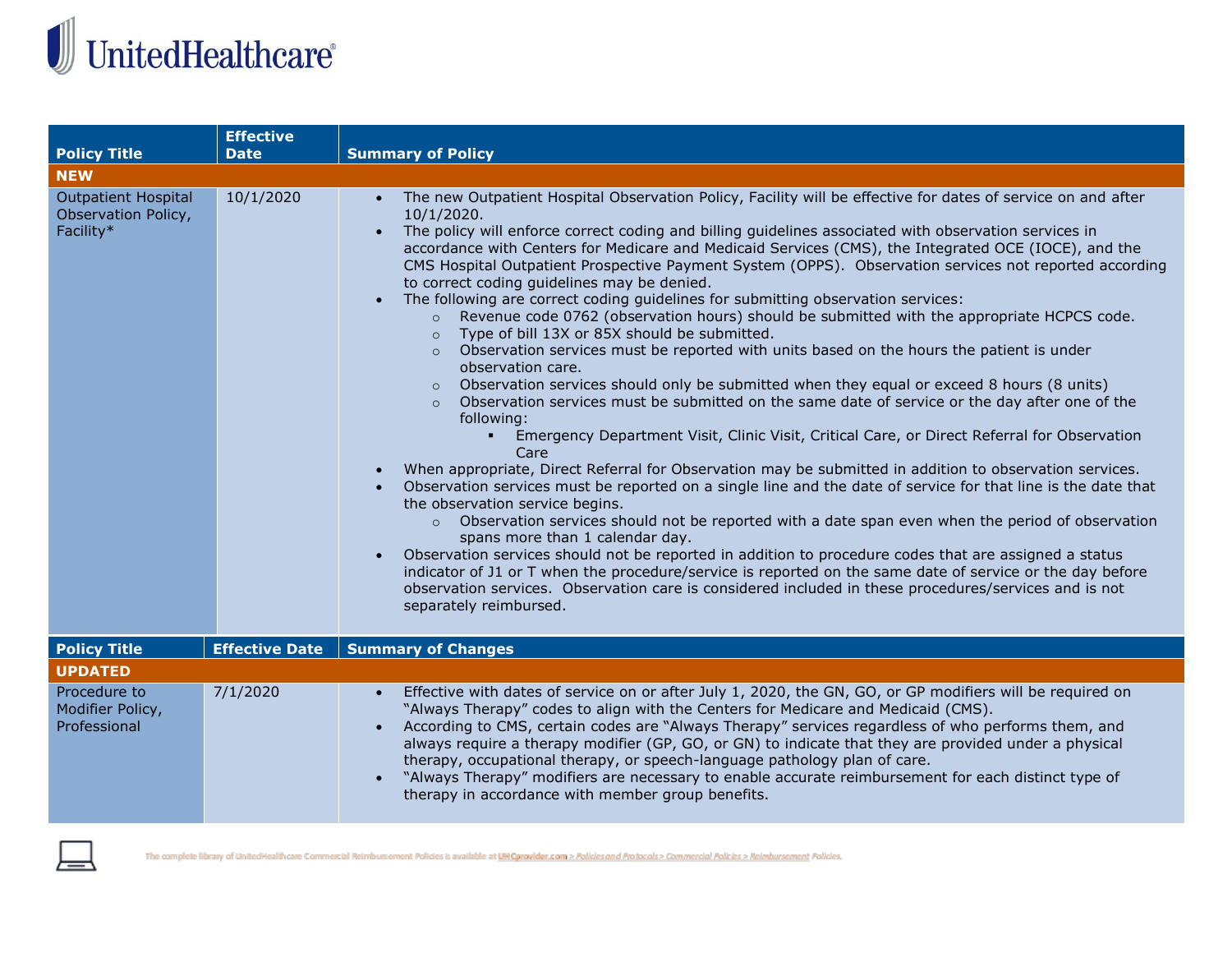| Policy Title | Effective Date | Summary of Policy |
|---|---|---|
| **NEW** | | |
| Outpatient Hospital Observation Policy, Facility* | 10/1/2020 | • The new Outpatient Hospital Observation Policy, Facility will be effective for dates of service on and after 10/1/2020.<br>• The policy will enforce correct coding and billing guidelines associated with observation services in accordance with Centers for Medicare and Medicaid Services (CMS), the Integrated OCE (IOCE), and the CMS Hospital Outpatient Prospective Payment System (OPPS). Observation services not reported according to correct coding guidelines may be denied.<br>• The following are correct coding guidelines for submitting observation services:<br>  ○ Revenue code 0762 (observation hours) should be submitted with the appropriate HCPCS code.<br>  ○ Type of bill 13X or 85X should be submitted.<br>  ○ Observation services must be reported with units based on the hours the patient is under observation care.<br>  ○ Observation services should only be submitted when they equal or exceed 8 hours (8 units)<br>  ○ Observation services must be submitted on the same date of service or the day after one of the following:<br>    ▪ Emergency Department Visit, Clinic Visit, Critical Care, or Direct Referral for Observation Care<br>• When appropriate, Direct Referral for Observation may be submitted in addition to observation services.<br>• Observation services must be reported on a single line and the date of service for that line is the date that the observation service begins.<br>  ○ Observation services should not be reported with a date span even when the period of observation spans more than 1 calendar day.<br>• Observation services should not be reported in addition to procedure codes that are assigned a status indicator of J1 or T when the procedure/service is reported on the same date of service or the day before observation services. Observation care is considered included in these procedures/services and is not separately reimbursed. |

| Policy Title | Effective Date | Summary of Changes |
|---|---|---|
| **UPDATED** | | |
| Procedure to Modifier Policy, Professional | 7/1/2020 | • Effective with dates of service on or after July 1, 2020, the GN, GO, or GP modifiers will be required on "Always Therapy" codes to align with the Centers for Medicare and Medicaid (CMS).<br>• According to CMS, certain codes are "Always Therapy" services regardless of who performs them, and always require a therapy modifier (GP, GO, or GN) to indicate that they are provided under a physical therapy, occupational therapy, or speech-language pathology plan of care.<br>• "Always Therapy" modifiers are necessary to enable accurate reimbursement for each distinct type of therapy in accordance with member group benefits. |

The complete library of UnitedHealthcare Commercial Reimbursement Policies is available at UHCprovider.com > Policies and Protocols > Commercial Policies > Reimbursement Policies.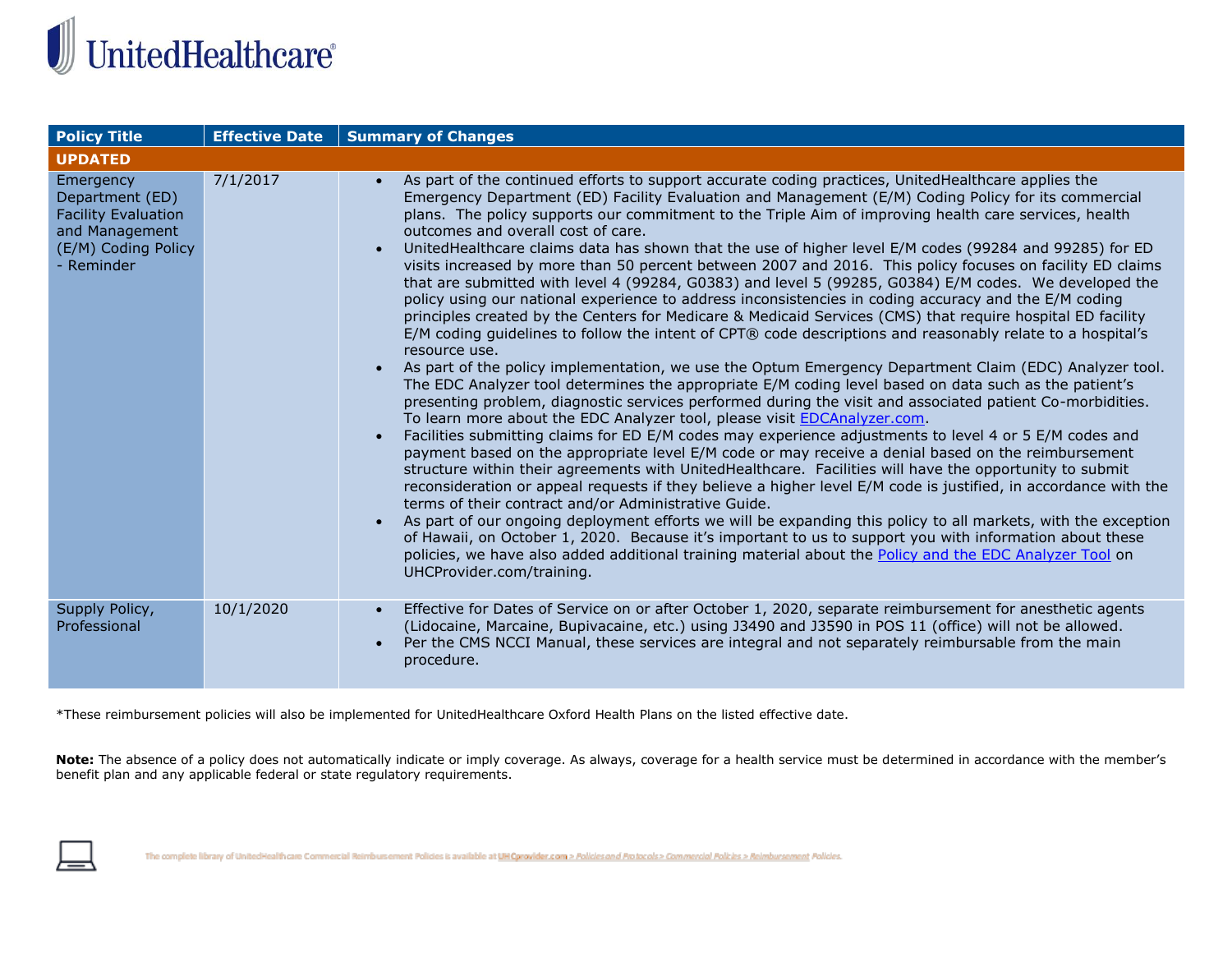| Policy Title | Effective Date | Summary of Changes |
| --- | --- | --- |
| **UPDATED** | | |
| Emergency Department (ED) Facility Evaluation and Management (E/M) Coding Policy - Reminder | 7/1/2017 | • As part of the continued efforts to support accurate coding practices, UnitedHealthcare applies the Emergency Department (ED) Facility Evaluation and Management (E/M) Coding Policy for its commercial plans. The policy supports our commitment to the Triple Aim of improving health care services, health outcomes and overall cost of care.<br>• UnitedHealthcare claims data has shown that the use of higher level E/M codes (99284 and 99285) for ED visits increased by more than 50 percent between 2007 and 2016. This policy focuses on facility ED claims that are submitted with level 4 (99284, G0383) and level 5 (99285, G0384) E/M codes. We developed the policy using our national experience to address inconsistencies in coding accuracy and the E/M coding principles created by the Centers for Medicare & Medicaid Services (CMS) that require hospital ED facility E/M coding guidelines to follow the intent of CPT® code descriptions and reasonably relate to a hospital's resource use.<br>• As part of the policy implementation, we use the Optum Emergency Department Claim (EDC) Analyzer tool. The EDC Analyzer tool determines the appropriate E/M coding level based on data such as the patient's presenting problem, diagnostic services performed during the visit and associated patient Co-morbidities. To learn more about the EDC Analyzer tool, please visit EDCAnalyzer.com.<br>• Facilities submitting claims for ED E/M codes may experience adjustments to level 4 or 5 E/M codes and payment based on the appropriate level E/M code or may receive a denial based on the reimbursement structure within their agreements with UnitedHealthcare. Facilities will have the opportunity to submit reconsideration or appeal requests if they believe a higher level E/M code is justified, in accordance with the terms of their contract and/or Administrative Guide.<br>• As part of our ongoing deployment efforts we will be expanding this policy to all markets, with the exception of Hawaii, on October 1, 2020. Because it's important to us to support you with information about these policies, we have also added additional training material about the Policy and the EDC Analyzer Tool on UHCProvider.com/training. |
| Supply Policy, Professional | 10/1/2020 | • Effective for Dates of Service on or after October 1, 2020, separate reimbursement for anesthetic agents (Lidocaine, Marcaine, Bupivacaine, etc.) using J3490 and J3590 in POS 11 (office) will not be allowed.<br>• Per the CMS NCCI Manual, these services are integral and not separately reimbursable from the main procedure. |

*These reimbursement policies will also be implemented for UnitedHealthcare Oxford Health Plans on the listed effective date.

**Note:** The absence of a policy does not automatically indicate or imply coverage. As always, coverage for a health service must be determined in accordance with the member's benefit plan and any applicable federal or state regulatory requirements.

The complete library of UnitedHealthcare Commercial Reimbursement Policies is available at UHCprovider.com > Policies and Protocols > Commercial Policies > Reimbursement Policies.